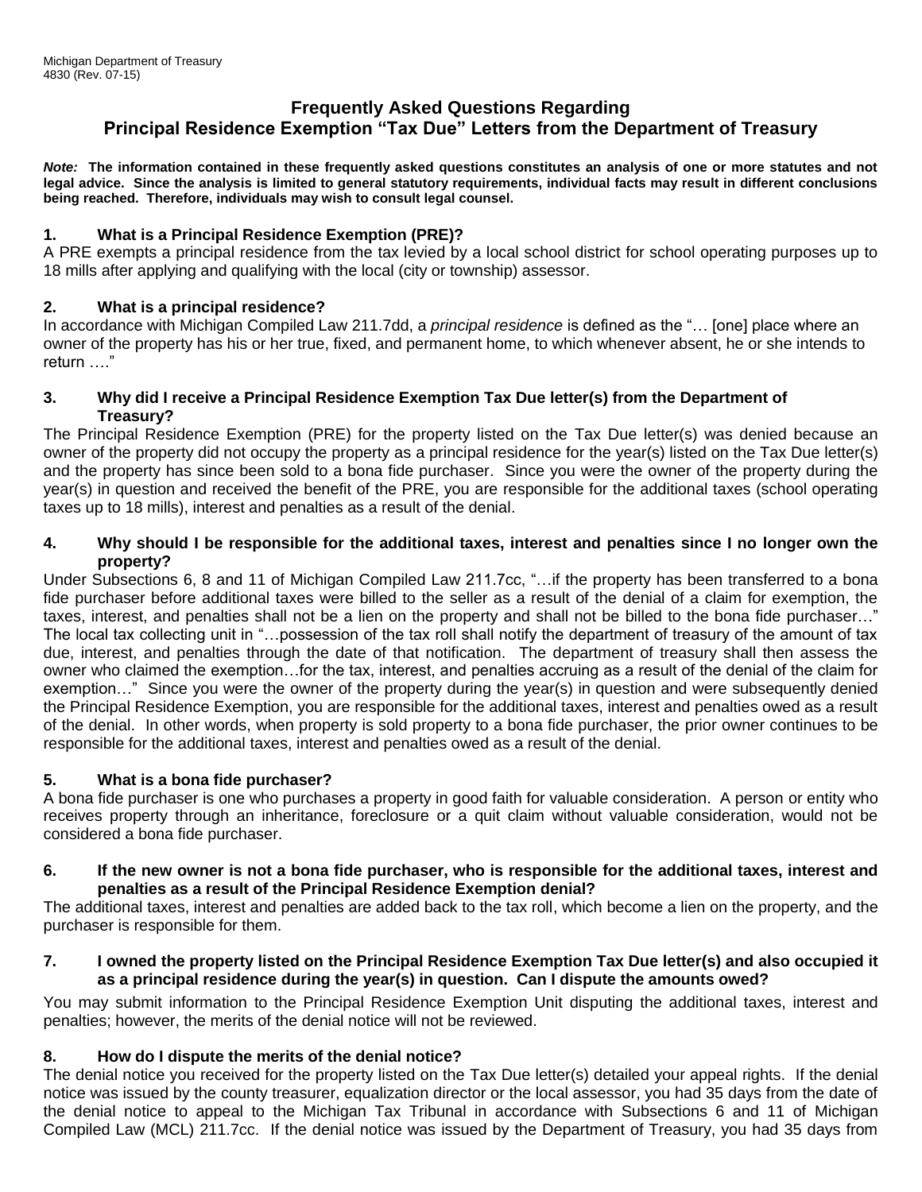Michigan Department of Treasury
4830 (Rev. 07-15)

# Frequently Asked Questions Regarding Principal Residence Exemption "Tax Due" Letters from the Department of Treasury

***Note:*** **The information contained in these frequently asked questions constitutes an analysis of one or more statutes and not legal advice. Since the analysis is limited to general statutory requirements, individual facts may result in different conclusions being reached. Therefore, individuals may wish to consult legal counsel.**

### 1. What is a Principal Residence Exemption (PRE)?

A PRE exempts a principal residence from the tax levied by a local school district for school operating purposes up to 18 mills after applying and qualifying with the local (city or township) assessor.

### 2. What is a principal residence?

In accordance with Michigan Compiled Law 211.7dd, a *principal residence* is defined as the "… [one] place where an owner of the property has his or her true, fixed, and permanent home, to which whenever absent, he or she intends to return …."

### 3. Why did I receive a Principal Residence Exemption Tax Due letter(s) from the Department of Treasury?

The Principal Residence Exemption (PRE) for the property listed on the Tax Due letter(s) was denied because an owner of the property did not occupy the property as a principal residence for the year(s) listed on the Tax Due letter(s) and the property has since been sold to a bona fide purchaser. Since you were the owner of the property during the year(s) in question and received the benefit of the PRE, you are responsible for the additional taxes (school operating taxes up to 18 mills), interest and penalties as a result of the denial.

### 4. Why should I be responsible for the additional taxes, interest and penalties since I no longer own the property?

Under Subsections 6, 8 and 11 of Michigan Compiled Law 211.7cc, "…if the property has been transferred to a bona fide purchaser before additional taxes were billed to the seller as a result of the denial of a claim for exemption, the taxes, interest, and penalties shall not be a lien on the property and shall not be billed to the bona fide purchaser…" The local tax collecting unit in "…possession of the tax roll shall notify the department of treasury of the amount of tax due, interest, and penalties through the date of that notification. The department of treasury shall then assess the owner who claimed the exemption…for the tax, interest, and penalties accruing as a result of the denial of the claim for exemption…" Since you were the owner of the property during the year(s) in question and were subsequently denied the Principal Residence Exemption, you are responsible for the additional taxes, interest and penalties owed as a result of the denial. In other words, when property is sold property to a bona fide purchaser, the prior owner continues to be responsible for the additional taxes, interest and penalties owed as a result of the denial.

### 5. What is a bona fide purchaser?

A bona fide purchaser is one who purchases a property in good faith for valuable consideration. A person or entity who receives property through an inheritance, foreclosure or a quit claim without valuable consideration, would not be considered a bona fide purchaser.

### 6. If the new owner is not a bona fide purchaser, who is responsible for the additional taxes, interest and penalties as a result of the Principal Residence Exemption denial?

The additional taxes, interest and penalties are added back to the tax roll, which become a lien on the property, and the purchaser is responsible for them.

### 7. I owned the property listed on the Principal Residence Exemption Tax Due letter(s) and also occupied it as a principal residence during the year(s) in question. Can I dispute the amounts owed?

You may submit information to the Principal Residence Exemption Unit disputing the additional taxes, interest and penalties; however, the merits of the denial notice will not be reviewed.

### 8. How do I dispute the merits of the denial notice?

The denial notice you received for the property listed on the Tax Due letter(s) detailed your appeal rights. If the denial notice was issued by the county treasurer, equalization director or the local assessor, you had 35 days from the date of the denial notice to appeal to the Michigan Tax Tribunal in accordance with Subsections 6 and 11 of Michigan Compiled Law (MCL) 211.7cc. If the denial notice was issued by the Department of Treasury, you had 35 days from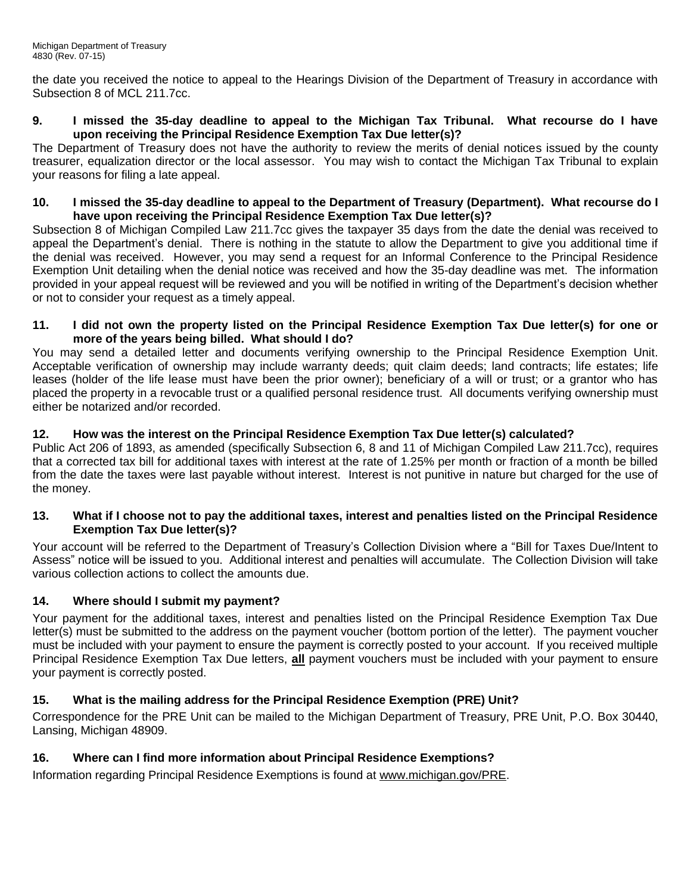the date you received the notice to appeal to the Hearings Division of the Department of Treasury in accordance with Subsection 8 of MCL 211.7cc.

**9. I missed the 35-day deadline to appeal to the Michigan Tax Tribunal. What recourse do I have upon receiving the Principal Residence Exemption Tax Due letter(s)?**

The Department of Treasury does not have the authority to review the merits of denial notices issued by the county treasurer, equalization director or the local assessor. You may wish to contact the Michigan Tax Tribunal to explain your reasons for filing a late appeal.

**10. I missed the 35-day deadline to appeal to the Department of Treasury (Department). What recourse do I have upon receiving the Principal Residence Exemption Tax Due letter(s)?**

Subsection 8 of Michigan Compiled Law 211.7cc gives the taxpayer 35 days from the date the denial was received to appeal the Department's denial. There is nothing in the statute to allow the Department to give you additional time if the denial was received. However, you may send a request for an Informal Conference to the Principal Residence Exemption Unit detailing when the denial notice was received and how the 35-day deadline was met. The information provided in your appeal request will be reviewed and you will be notified in writing of the Department's decision whether or not to consider your request as a timely appeal.

**11. I did not own the property listed on the Principal Residence Exemption Tax Due letter(s) for one or more of the years being billed. What should I do?**

You may send a detailed letter and documents verifying ownership to the Principal Residence Exemption Unit. Acceptable verification of ownership may include warranty deeds; quit claim deeds; land contracts; life estates; life leases (holder of the life lease must have been the prior owner); beneficiary of a will or trust; or a grantor who has placed the property in a revocable trust or a qualified personal residence trust. All documents verifying ownership must either be notarized and/or recorded.

**12. How was the interest on the Principal Residence Exemption Tax Due letter(s) calculated?**

Public Act 206 of 1893, as amended (specifically Subsection 6, 8 and 11 of Michigan Compiled Law 211.7cc), requires that a corrected tax bill for additional taxes with interest at the rate of 1.25% per month or fraction of a month be billed from the date the taxes were last payable without interest. Interest is not punitive in nature but charged for the use of the money.

**13. What if I choose not to pay the additional taxes, interest and penalties listed on the Principal Residence Exemption Tax Due letter(s)?**

Your account will be referred to the Department of Treasury's Collection Division where a "Bill for Taxes Due/Intent to Assess" notice will be issued to you. Additional interest and penalties will accumulate. The Collection Division will take various collection actions to collect the amounts due.

**14. Where should I submit my payment?**

Your payment for the additional taxes, interest and penalties listed on the Principal Residence Exemption Tax Due letter(s) must be submitted to the address on the payment voucher (bottom portion of the letter). The payment voucher must be included with your payment to ensure the payment is correctly posted to your account. If you received multiple Principal Residence Exemption Tax Due letters, **all** payment vouchers must be included with your payment to ensure your payment is correctly posted.

**15. What is the mailing address for the Principal Residence Exemption (PRE) Unit?**

Correspondence for the PRE Unit can be mailed to the Michigan Department of Treasury, PRE Unit, P.O. Box 30440, Lansing, Michigan 48909.

**16. Where can I find more information about Principal Residence Exemptions?**

Information regarding Principal Residence Exemptions is found at www.michigan.gov/PRE.